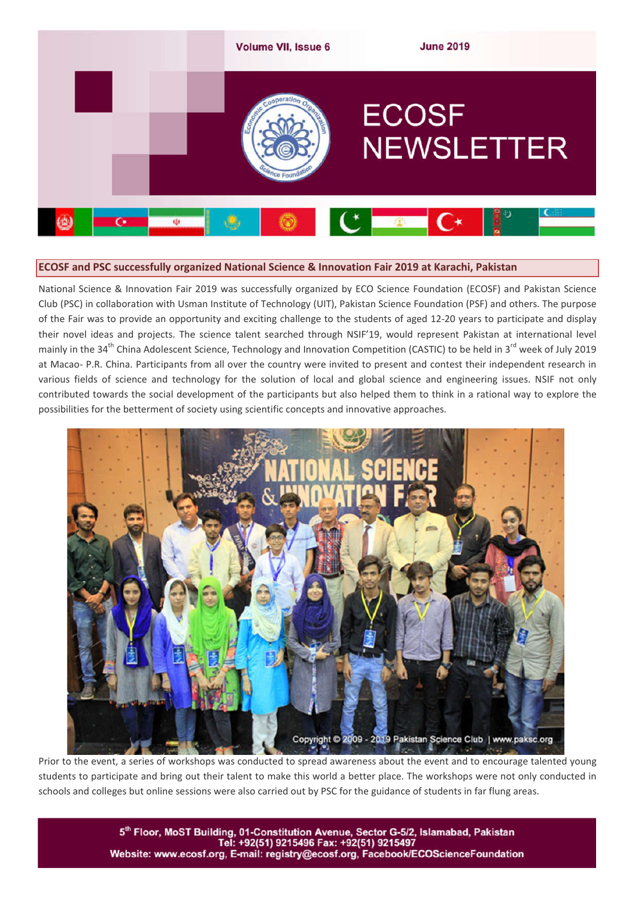Volume VII, Issue 6 June 2019

# ECOSF NEWSLETTER

## ECOSF and PSC successfully organized National Science & Innovation Fair 2019 at Karachi, Pakistan

National Science & Innovation Fair 2019 was successfully organized by ECO Science Foundation (ECOSF) and Pakistan Science Club (PSC) in collaboration with Usman Institute of Technology (UIT), Pakistan Science Foundation (PSF) and others. The purpose of the Fair was to provide an opportunity and exciting challenge to the students of aged 12-20 years to participate and display their novel ideas and projects. The science talent searched through NSIF'19, would represent Pakistan at international level mainly in the 34th China Adolescent Science, Technology and Innovation Competition (CASTIC) to be held in 3rd week of July 2019 at Macao- P.R. China. Participants from all over the country were invited to present and contest their independent research in various fields of science and technology for the solution of local and global science and engineering issues. NSIF not only contributed towards the social development of the participants but also helped them to think in a rational way to explore the possibilities for the betterment of society using scientific concepts and innovative approaches.

Prior to the event, a series of workshops was conducted to spread awareness about the event and to encourage talented young students to participate and bring out their talent to make this world a better place. The workshops were not only conducted in schools and colleges but online sessions were also carried out by PSC for the guidance of students in far flung areas.

5th Floor, MoST Building, 01-Constitution Avenue, Sector G-5/2, Islamabad, Pakistan
Tel: +92(51) 9215496 Fax: +92(51) 9215497
Website: www.ecosf.org, E-mail: registry@ecosf.org, Facebook/ECOScienceFoundation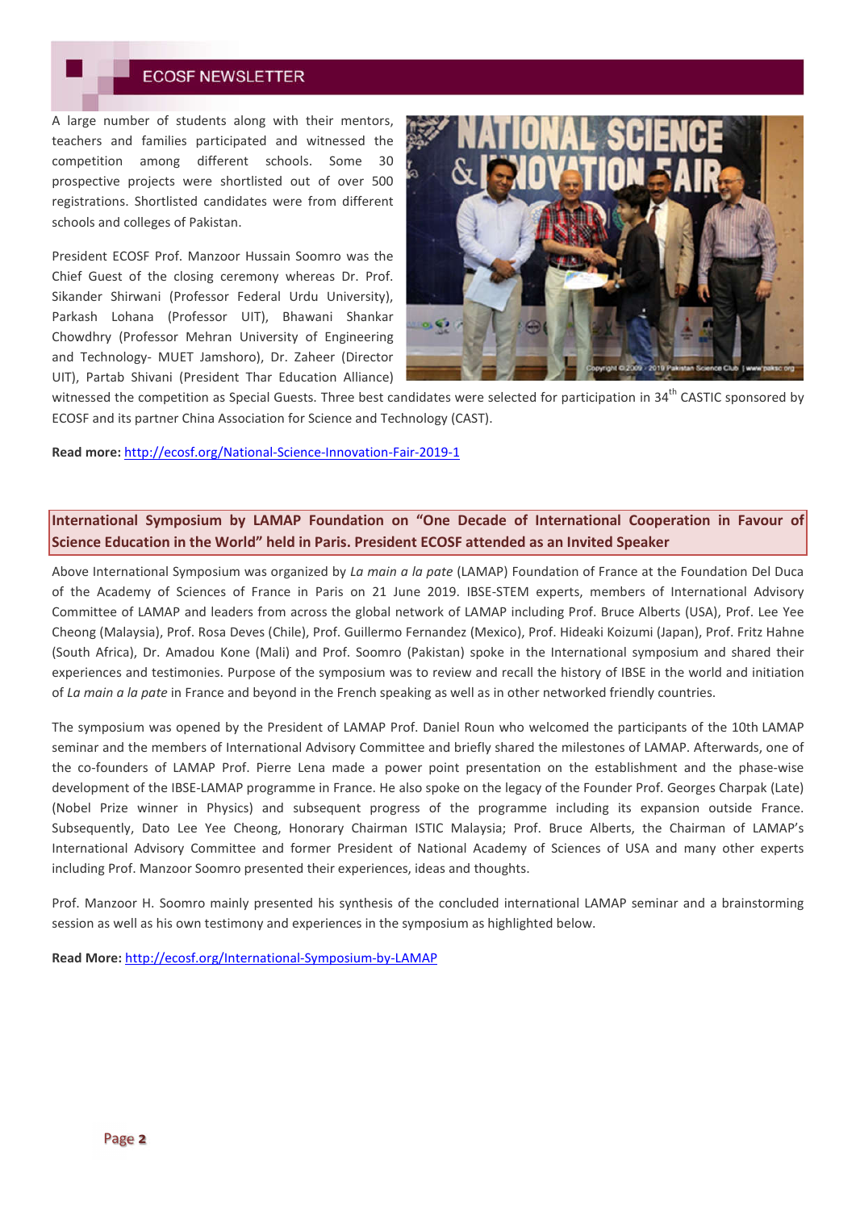A large number of students along with their mentors, teachers and families participated and witnessed the competition among different schools. Some 30 prospective projects were shortlisted out of over 500 registrations. Shortlisted candidates were from different schools and colleges of Pakistan.

President ECOSF Prof. Manzoor Hussain Soomro was the Chief Guest of the closing ceremony whereas Dr. Prof. Sikander Shirwani (Professor Federal Urdu University), Parkash Lohana (Professor UIT), Bhawani Shankar Chowdhry (Professor Mehran University of Engineering and Technology- MUET Jamshoro), Dr. Zaheer (Director UIT), Partab Shivani (President Thar Education Alliance) witnessed the competition as Special Guests. Three best candidates were selected for participation in 34th CASTIC sponsored by ECOSF and its partner China Association for Science and Technology (CAST).

**Read more:** http://ecosf.org/National-Science-Innovation-Fair-2019-1

## International Symposium by LAMAP Foundation on "One Decade of International Cooperation in Favour of Science Education in the World" held in Paris. President ECOSF attended as an Invited Speaker

Above International Symposium was organized by *La main a la pate* (LAMAP) Foundation of France at the Foundation Del Duca of the Academy of Sciences of France in Paris on 21 June 2019. IBSE-STEM experts, members of International Advisory Committee of LAMAP and leaders from across the global network of LAMAP including Prof. Bruce Alberts (USA), Prof. Lee Yee Cheong (Malaysia), Prof. Rosa Deves (Chile), Prof. Guillermo Fernandez (Mexico), Prof. Hideaki Koizumi (Japan), Prof. Fritz Hahne (South Africa), Dr. Amadou Kone (Mali) and Prof. Soomro (Pakistan) spoke in the International symposium and shared their experiences and testimonies. Purpose of the symposium was to review and recall the history of IBSE in the world and initiation of *La main a la pate* in France and beyond in the French speaking as well as in other networked friendly countries.

The symposium was opened by the President of LAMAP Prof. Daniel Roun who welcomed the participants of the 10th LAMAP seminar and the members of International Advisory Committee and briefly shared the milestones of LAMAP. Afterwards, one of the co-founders of LAMAP Prof. Pierre Lena made a power point presentation on the establishment and the phase-wise development of the IBSE-LAMAP programme in France. He also spoke on the legacy of the Founder Prof. Georges Charpak (Late) (Nobel Prize winner in Physics) and subsequent progress of the programme including its expansion outside France. Subsequently, Dato Lee Yee Cheong, Honorary Chairman ISTIC Malaysia; Prof. Bruce Alberts, the Chairman of LAMAP's International Advisory Committee and former President of National Academy of Sciences of USA and many other experts including Prof. Manzoor Soomro presented their experiences, ideas and thoughts.

Prof. Manzoor H. Soomro mainly presented his synthesis of the concluded international LAMAP seminar and a brainstorming session as well as his own testimony and experiences in the symposium as highlighted below.

**Read More:** http://ecosf.org/International-Symposium-by-LAMAP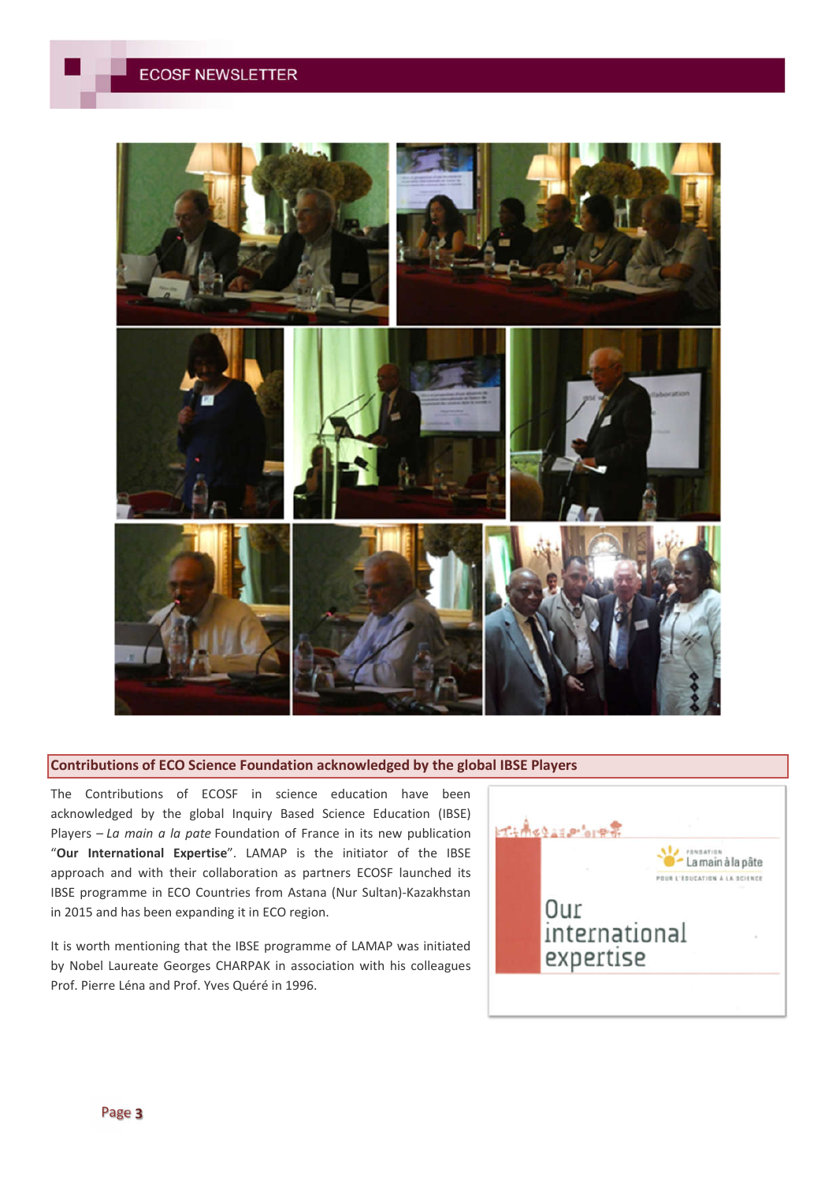## Contributions of ECO Science Foundation acknowledged by the global IBSE Players

The Contributions of ECOSF in science education have been acknowledged by the global Inquiry Based Science Education (IBSE) Players – *La main a la pate* Foundation of France in its new publication "**Our International Expertise**". LAMAP is the initiator of the IBSE approach and with their collaboration as partners ECOSF launched its IBSE programme in ECO Countries from Astana (Nur Sultan)-Kazakhstan in 2015 and has been expanding it in ECO region.

It is worth mentioning that the IBSE programme of LAMAP was initiated by Nobel Laureate Georges CHARPAK in association with his colleagues Prof. Pierre Léna and Prof. Yves Quéré in 1996.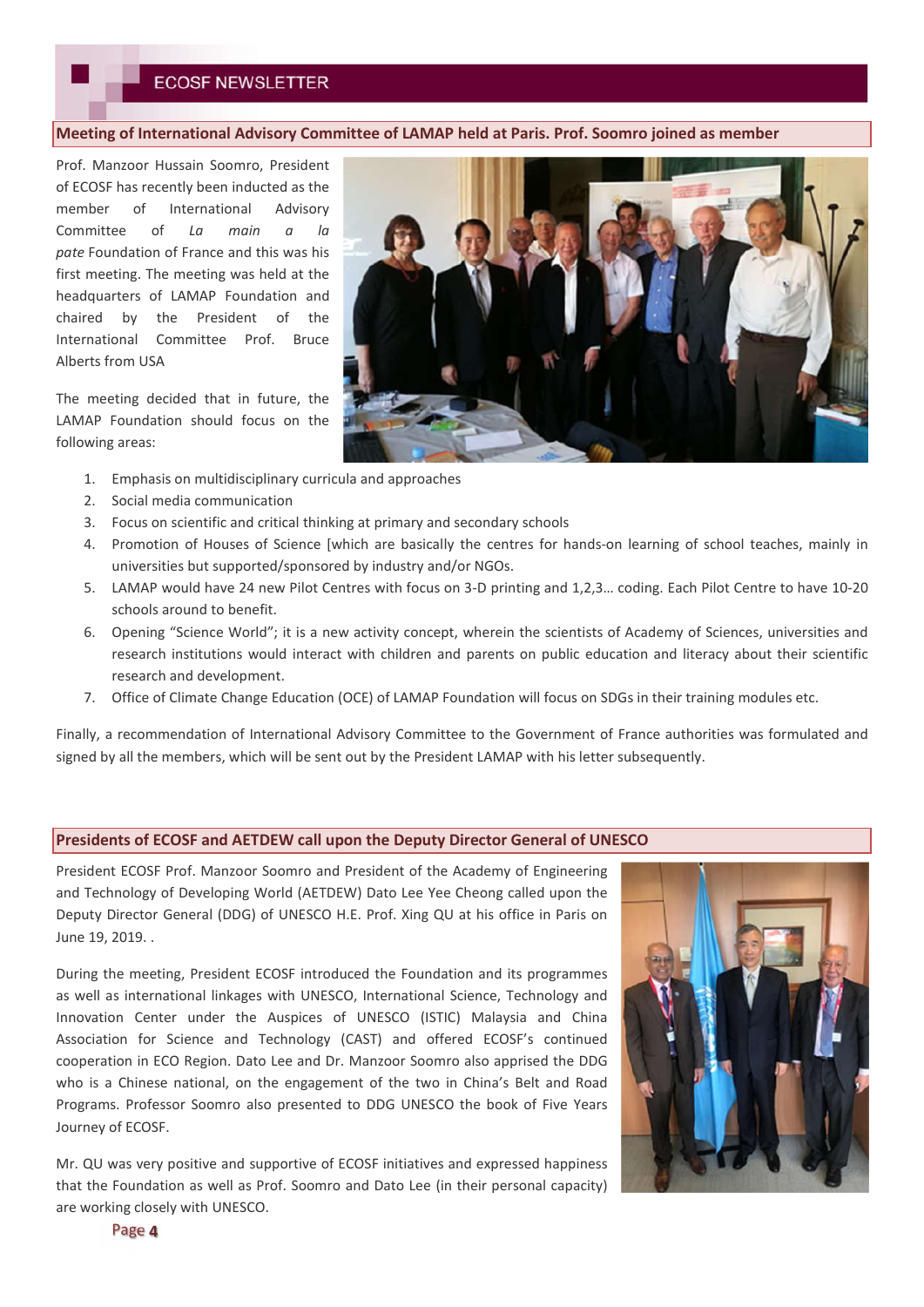## Meeting of International Advisory Committee of LAMAP held at Paris. Prof. Soomro joined as member

Prof. Manzoor Hussain Soomro, President of ECOSF has recently been inducted as the member of International Advisory Committee of *La main a la pate* Foundation of France and this was his first meeting. The meeting was held at the headquarters of LAMAP Foundation and chaired by the President of the International Committee Prof. Bruce Alberts from USA

The meeting decided that in future, the LAMAP Foundation should focus on the following areas:

1. Emphasis on multidisciplinary curricula and approaches
2. Social media communication
3. Focus on scientific and critical thinking at primary and secondary schools
4. Promotion of Houses of Science [which are basically the centres for hands-on learning of school teaches, mainly in universities but supported/sponsored by industry and/or NGOs.
5. LAMAP would have 24 new Pilot Centres with focus on 3-D printing and 1,2,3… coding. Each Pilot Centre to have 10-20 schools around to benefit.
6. Opening "Science World"; it is a new activity concept, wherein the scientists of Academy of Sciences, universities and research institutions would interact with children and parents on public education and literacy about their scientific research and development.
7. Office of Climate Change Education (OCE) of LAMAP Foundation will focus on SDGs in their training modules etc.

Finally, a recommendation of International Advisory Committee to the Government of France authorities was formulated and signed by all the members, which will be sent out by the President LAMAP with his letter subsequently.

## Presidents of ECOSF and AETDEW call upon the Deputy Director General of UNESCO

President ECOSF Prof. Manzoor Soomro and President of the Academy of Engineering and Technology of Developing World (AETDEW) Dato Lee Yee Cheong called upon the Deputy Director General (DDG) of UNESCO H.E. Prof. Xing QU at his office in Paris on June 19, 2019. .

During the meeting, President ECOSF introduced the Foundation and its programmes as well as international linkages with UNESCO, International Science, Technology and Innovation Center under the Auspices of UNESCO (ISTIC) Malaysia and China Association for Science and Technology (CAST) and offered ECOSF's continued cooperation in ECO Region. Dato Lee and Dr. Manzoor Soomro also apprised the DDG who is a Chinese national, on the engagement of the two in China's Belt and Road Programs. Professor Soomro also presented to DDG UNESCO the book of Five Years Journey of ECOSF.

Mr. QU was very positive and supportive of ECOSF initiatives and expressed happiness that the Foundation as well as Prof. Soomro and Dato Lee (in their personal capacity) are working closely with UNESCO.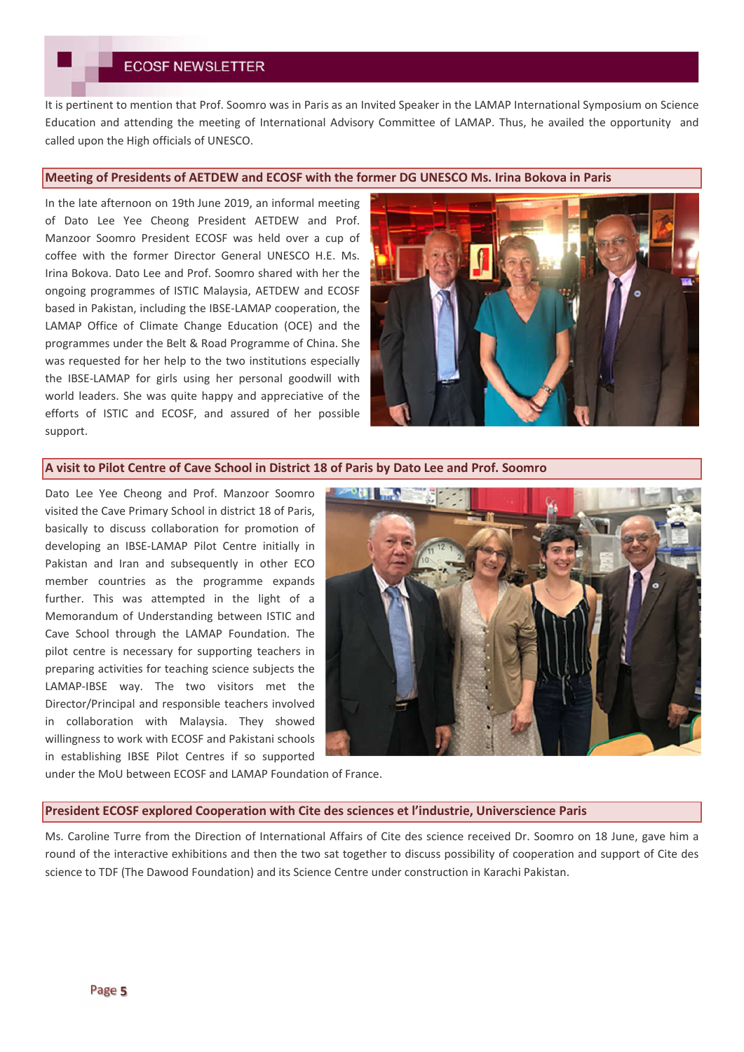It is pertinent to mention that Prof. Soomro was in Paris as an Invited Speaker in the LAMAP International Symposium on Science Education and attending the meeting of International Advisory Committee of LAMAP. Thus, he availed the opportunity and called upon the High officials of UNESCO.

## Meeting of Presidents of AETDEW and ECOSF with the former DG UNESCO Ms. Irina Bokova in Paris

In the late afternoon on 19th June 2019, an informal meeting of Dato Lee Yee Cheong President AETDEW and Prof. Manzoor Soomro President ECOSF was held over a cup of coffee with the former Director General UNESCO H.E. Ms. Irina Bokova. Dato Lee and Prof. Soomro shared with her the ongoing programmes of ISTIC Malaysia, AETDEW and ECOSF based in Pakistan, including the IBSE-LAMAP cooperation, the LAMAP Office of Climate Change Education (OCE) and the programmes under the Belt & Road Programme of China. She was requested for her help to the two institutions especially the IBSE-LAMAP for girls using her personal goodwill with world leaders. She was quite happy and appreciative of the efforts of ISTIC and ECOSF, and assured of her possible support.

## A visit to Pilot Centre of Cave School in District 18 of Paris by Dato Lee and Prof. Soomro

Dato Lee Yee Cheong and Prof. Manzoor Soomro visited the Cave Primary School in district 18 of Paris, basically to discuss collaboration for promotion of developing an IBSE-LAMAP Pilot Centre initially in Pakistan and Iran and subsequently in other ECO member countries as the programme expands further. This was attempted in the light of a Memorandum of Understanding between ISTIC and Cave School through the LAMAP Foundation. The pilot centre is necessary for supporting teachers in preparing activities for teaching science subjects the LAMAP-IBSE way. The two visitors met the Director/Principal and responsible teachers involved in collaboration with Malaysia. They showed willingness to work with ECOSF and Pakistani schools in establishing IBSE Pilot Centres if so supported under the MoU between ECOSF and LAMAP Foundation of France.

## President ECOSF explored Cooperation with Cite des sciences et l'industrie, Universcience Paris

Ms. Caroline Turre from the Direction of International Affairs of Cite des science received Dr. Soomro on 18 June, gave him a round of the interactive exhibitions and then the two sat together to discuss possibility of cooperation and support of Cite des science to TDF (The Dawood Foundation) and its Science Centre under construction in Karachi Pakistan.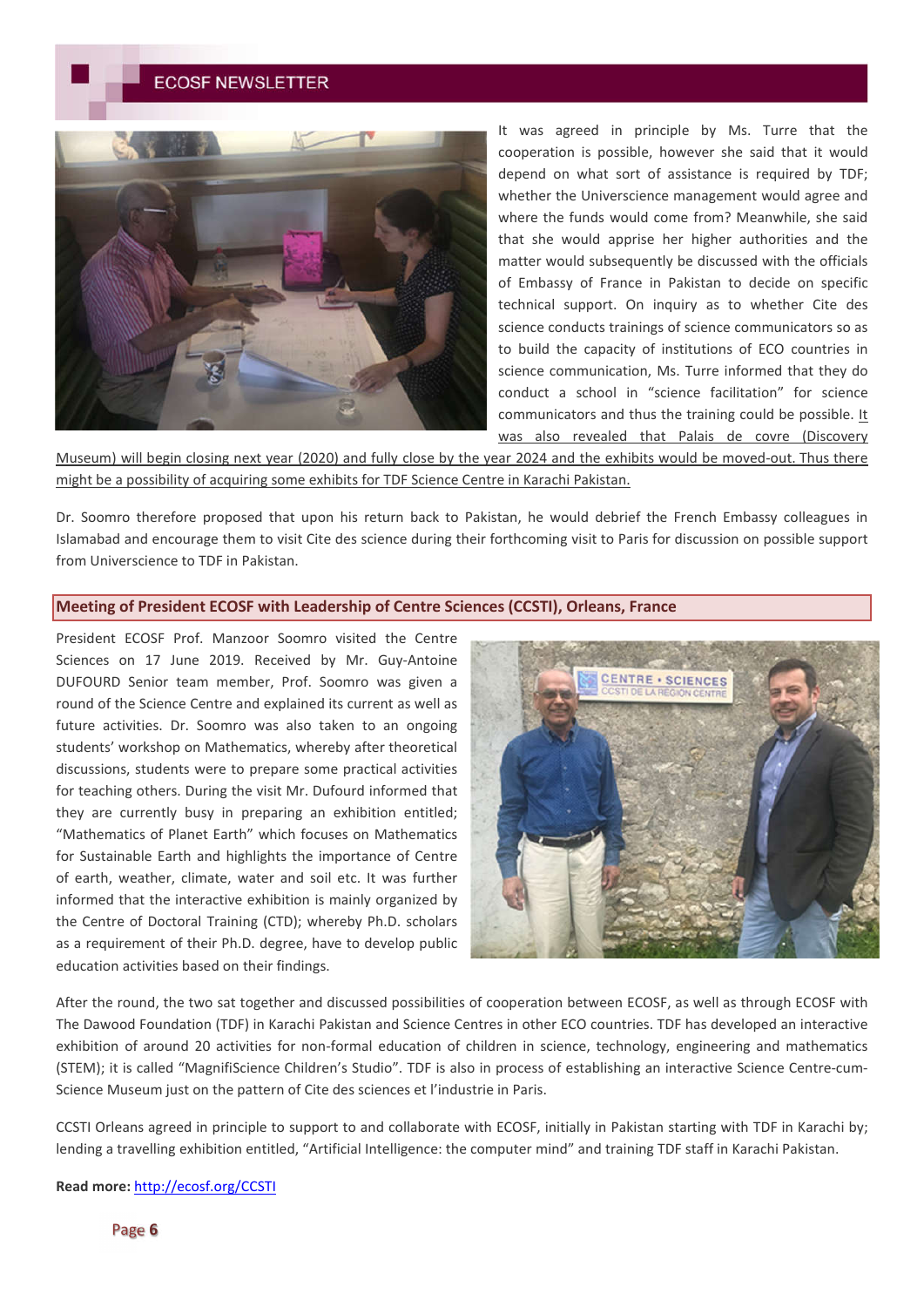It was agreed in principle by Ms. Turre that the cooperation is possible, however she said that it would depend on what sort of assistance is required by TDF; whether the Universcience management would agree and where the funds would come from? Meanwhile, she said that she would apprise her higher authorities and the matter would subsequently be discussed with the officials of Embassy of France in Pakistan to decide on specific technical support. On inquiry as to whether Cite des science conducts trainings of science communicators so as to build the capacity of institutions of ECO countries in science communication, Ms. Turre informed that they do conduct a school in "science facilitation" for science communicators and thus the training could be possible. It was also revealed that Palais de covre (Discovery Museum) will begin closing next year (2020) and fully close by the year 2024 and the exhibits would be moved-out. Thus there might be a possibility of acquiring some exhibits for TDF Science Centre in Karachi Pakistan.

Dr. Soomro therefore proposed that upon his return back to Pakistan, he would debrief the French Embassy colleagues in Islamabad and encourage them to visit Cite des science during their forthcoming visit to Paris for discussion on possible support from Universcience to TDF in Pakistan.

## Meeting of President ECOSF with Leadership of Centre Sciences (CCSTI), Orleans, France

President ECOSF Prof. Manzoor Soomro visited the Centre Sciences on 17 June 2019. Received by Mr. Guy-Antoine DUFOURD Senior team member, Prof. Soomro was given a round of the Science Centre and explained its current as well as future activities. Dr. Soomro was also taken to an ongoing students' workshop on Mathematics, whereby after theoretical discussions, students were to prepare some practical activities for teaching others. During the visit Mr. Dufourd informed that they are currently busy in preparing an exhibition entitled; "Mathematics of Planet Earth" which focuses on Mathematics for Sustainable Earth and highlights the importance of Centre of earth, weather, climate, water and soil etc. It was further informed that the interactive exhibition is mainly organized by the Centre of Doctoral Training (CTD); whereby Ph.D. scholars as a requirement of their Ph.D. degree, have to develop public education activities based on their findings.

After the round, the two sat together and discussed possibilities of cooperation between ECOSF, as well as through ECOSF with The Dawood Foundation (TDF) in Karachi Pakistan and Science Centres in other ECO countries. TDF has developed an interactive exhibition of around 20 activities for non-formal education of children in science, technology, engineering and mathematics (STEM); it is called "MagnifiScience Children's Studio". TDF is also in process of establishing an interactive Science Centre-cum-Science Museum just on the pattern of Cite des sciences et l'industrie in Paris.

CCSTI Orleans agreed in principle to support to and collaborate with ECOSF, initially in Pakistan starting with TDF in Karachi by; lending a travelling exhibition entitled, "Artificial Intelligence: the computer mind" and training TDF staff in Karachi Pakistan.

**Read more:** http://ecosf.org/CCSTI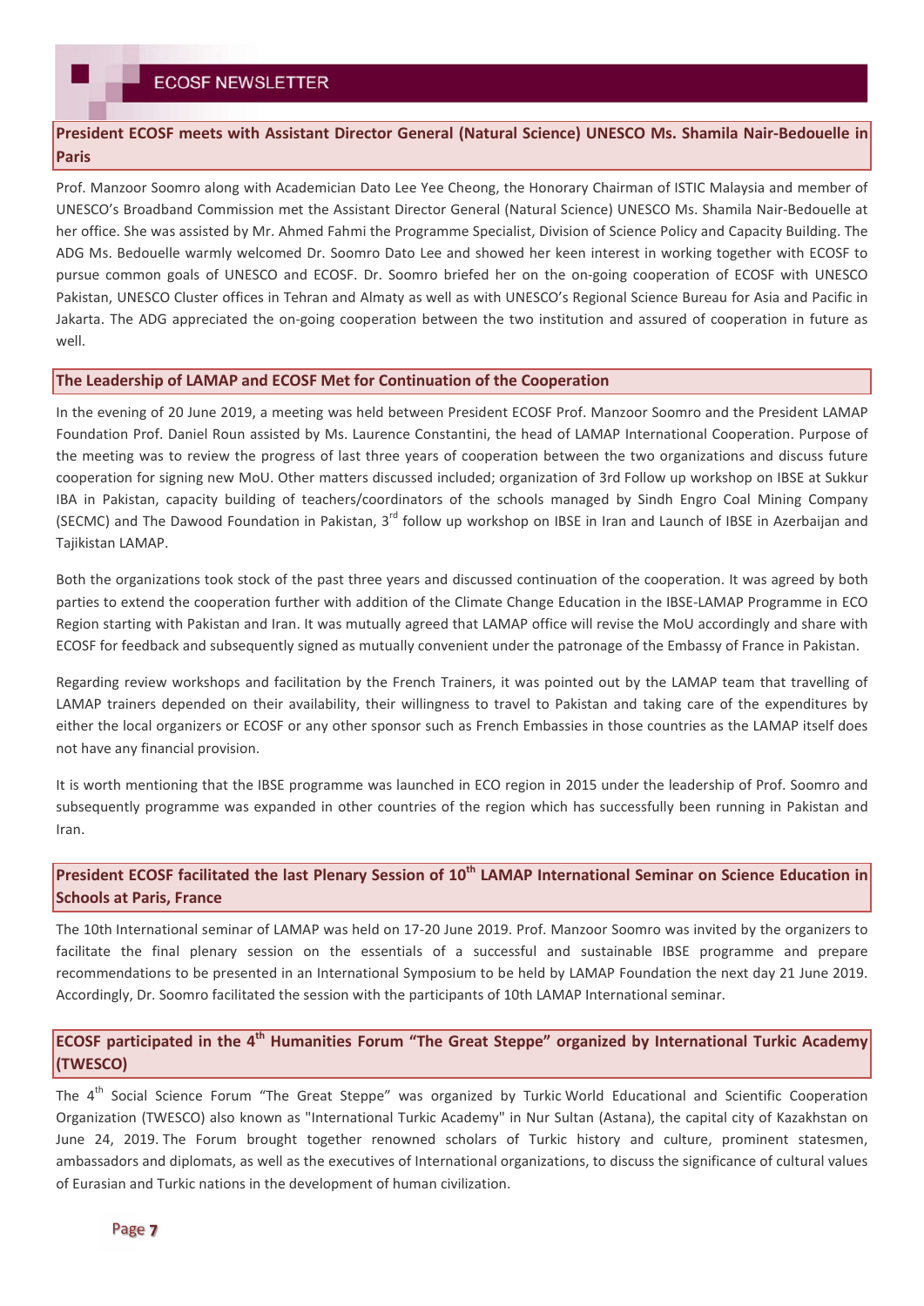## President ECOSF meets with Assistant Director General (Natural Science) UNESCO Ms. Shamila Nair-Bedouelle in Paris

Prof. Manzoor Soomro along with Academician Dato Lee Yee Cheong, the Honorary Chairman of ISTIC Malaysia and member of UNESCO's Broadband Commission met the Assistant Director General (Natural Science) UNESCO Ms. Shamila Nair-Bedouelle at her office. She was assisted by Mr. Ahmed Fahmi the Programme Specialist, Division of Science Policy and Capacity Building. The ADG Ms. Bedouelle warmly welcomed Dr. Soomro Dato Lee and showed her keen interest in working together with ECOSF to pursue common goals of UNESCO and ECOSF. Dr. Soomro briefed her on the on-going cooperation of ECOSF with UNESCO Pakistan, UNESCO Cluster offices in Tehran and Almaty as well as with UNESCO's Regional Science Bureau for Asia and Pacific in Jakarta. The ADG appreciated the on-going cooperation between the two institution and assured of cooperation in future as well.

## The Leadership of LAMAP and ECOSF Met for Continuation of the Cooperation

In the evening of 20 June 2019, a meeting was held between President ECOSF Prof. Manzoor Soomro and the President LAMAP Foundation Prof. Daniel Roun assisted by Ms. Laurence Constantini, the head of LAMAP International Cooperation. Purpose of the meeting was to review the progress of last three years of cooperation between the two organizations and discuss future cooperation for signing new MoU. Other matters discussed included; organization of 3rd Follow up workshop on IBSE at Sukkur IBA in Pakistan, capacity building of teachers/coordinators of the schools managed by Sindh Engro Coal Mining Company (SECMC) and The Dawood Foundation in Pakistan, 3rd follow up workshop on IBSE in Iran and Launch of IBSE in Azerbaijan and Tajikistan LAMAP.

Both the organizations took stock of the past three years and discussed continuation of the cooperation. It was agreed by both parties to extend the cooperation further with addition of the Climate Change Education in the IBSE-LAMAP Programme in ECO Region starting with Pakistan and Iran. It was mutually agreed that LAMAP office will revise the MoU accordingly and share with ECOSF for feedback and subsequently signed as mutually convenient under the patronage of the Embassy of France in Pakistan.

Regarding review workshops and facilitation by the French Trainers, it was pointed out by the LAMAP team that travelling of LAMAP trainers depended on their availability, their willingness to travel to Pakistan and taking care of the expenditures by either the local organizers or ECOSF or any other sponsor such as French Embassies in those countries as the LAMAP itself does not have any financial provision.

It is worth mentioning that the IBSE programme was launched in ECO region in 2015 under the leadership of Prof. Soomro and subsequently programme was expanded in other countries of the region which has successfully been running in Pakistan and Iran.

## President ECOSF facilitated the last Plenary Session of 10th LAMAP International Seminar on Science Education in Schools at Paris, France

The 10th International seminar of LAMAP was held on 17-20 June 2019. Prof. Manzoor Soomro was invited by the organizers to facilitate the final plenary session on the essentials of a successful and sustainable IBSE programme and prepare recommendations to be presented in an International Symposium to be held by LAMAP Foundation the next day 21 June 2019. Accordingly, Dr. Soomro facilitated the session with the participants of 10th LAMAP International seminar.

## ECOSF participated in the 4th Humanities Forum "The Great Steppe" organized by International Turkic Academy (TWESCO)

The 4th Social Science Forum "The Great Steppe" was organized by Turkic World Educational and Scientific Cooperation Organization (TWESCO) also known as "International Turkic Academy" in Nur Sultan (Astana), the capital city of Kazakhstan on June 24, 2019. The Forum brought together renowned scholars of Turkic history and culture, prominent statesmen, ambassadors and diplomats, as well as the executives of International organizations, to discuss the significance of cultural values of Eurasian and Turkic nations in the development of human civilization.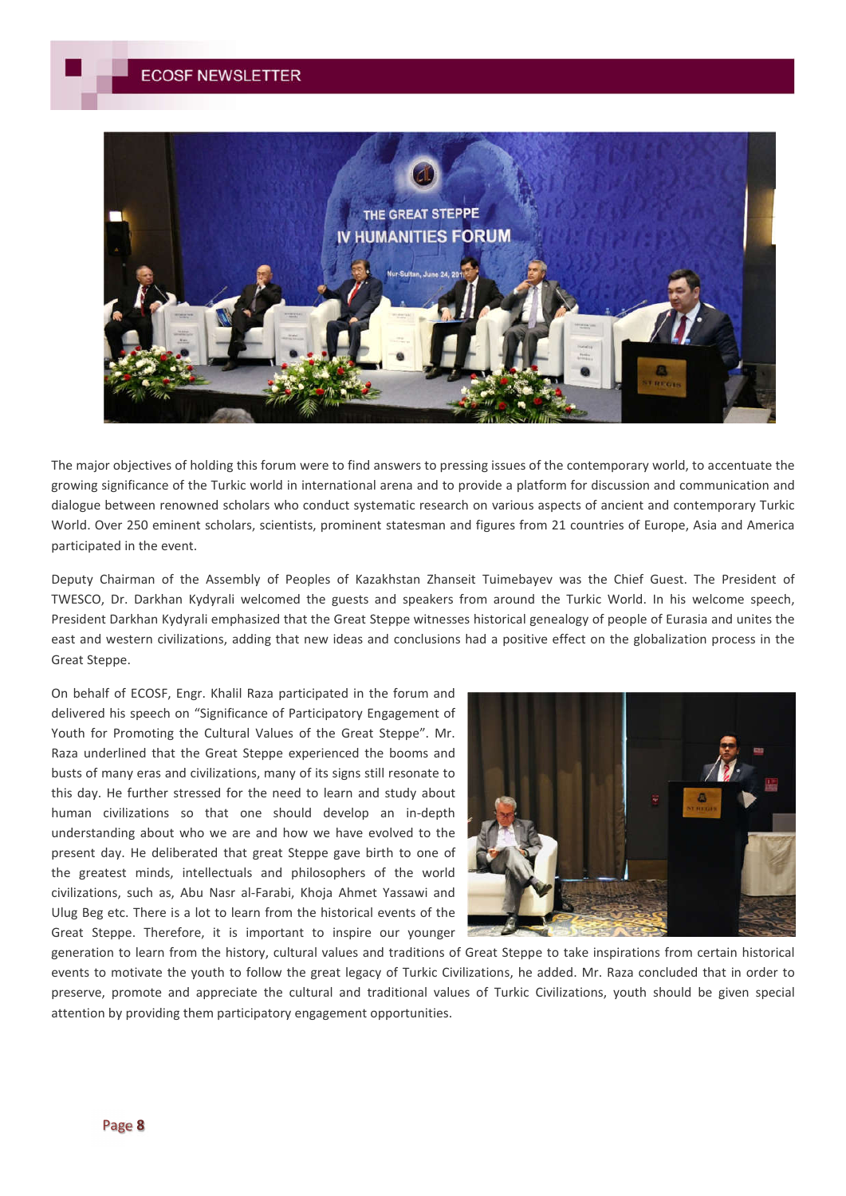The major objectives of holding this forum were to find answers to pressing issues of the contemporary world, to accentuate the growing significance of the Turkic world in international arena and to provide a platform for discussion and communication and dialogue between renowned scholars who conduct systematic research on various aspects of ancient and contemporary Turkic World. Over 250 eminent scholars, scientists, prominent statesman and figures from 21 countries of Europe, Asia and America participated in the event.

Deputy Chairman of the Assembly of Peoples of Kazakhstan Zhanseit Tuimebayev was the Chief Guest. The President of TWESCO, Dr. Darkhan Kydyrali welcomed the guests and speakers from around the Turkic World. In his welcome speech, President Darkhan Kydyrali emphasized that the Great Steppe witnesses historical genealogy of people of Eurasia and unites the east and western civilizations, adding that new ideas and conclusions had a positive effect on the globalization process in the Great Steppe.

On behalf of ECOSF, Engr. Khalil Raza participated in the forum and delivered his speech on "Significance of Participatory Engagement of Youth for Promoting the Cultural Values of the Great Steppe". Mr. Raza underlined that the Great Steppe experienced the booms and busts of many eras and civilizations, many of its signs still resonate to this day. He further stressed for the need to learn and study about human civilizations so that one should develop an in-depth understanding about who we are and how we have evolved to the present day. He deliberated that great Steppe gave birth to one of the greatest minds, intellectuals and philosophers of the world civilizations, such as, Abu Nasr al-Farabi, Khoja Ahmet Yassawi and Ulug Beg etc. There is a lot to learn from the historical events of the Great Steppe. Therefore, it is important to inspire our younger generation to learn from the history, cultural values and traditions of Great Steppe to take inspirations from certain historical events to motivate the youth to follow the great legacy of Turkic Civilizations, he added. Mr. Raza concluded that in order to preserve, promote and appreciate the cultural and traditional values of Turkic Civilizations, youth should be given special attention by providing them participatory engagement opportunities.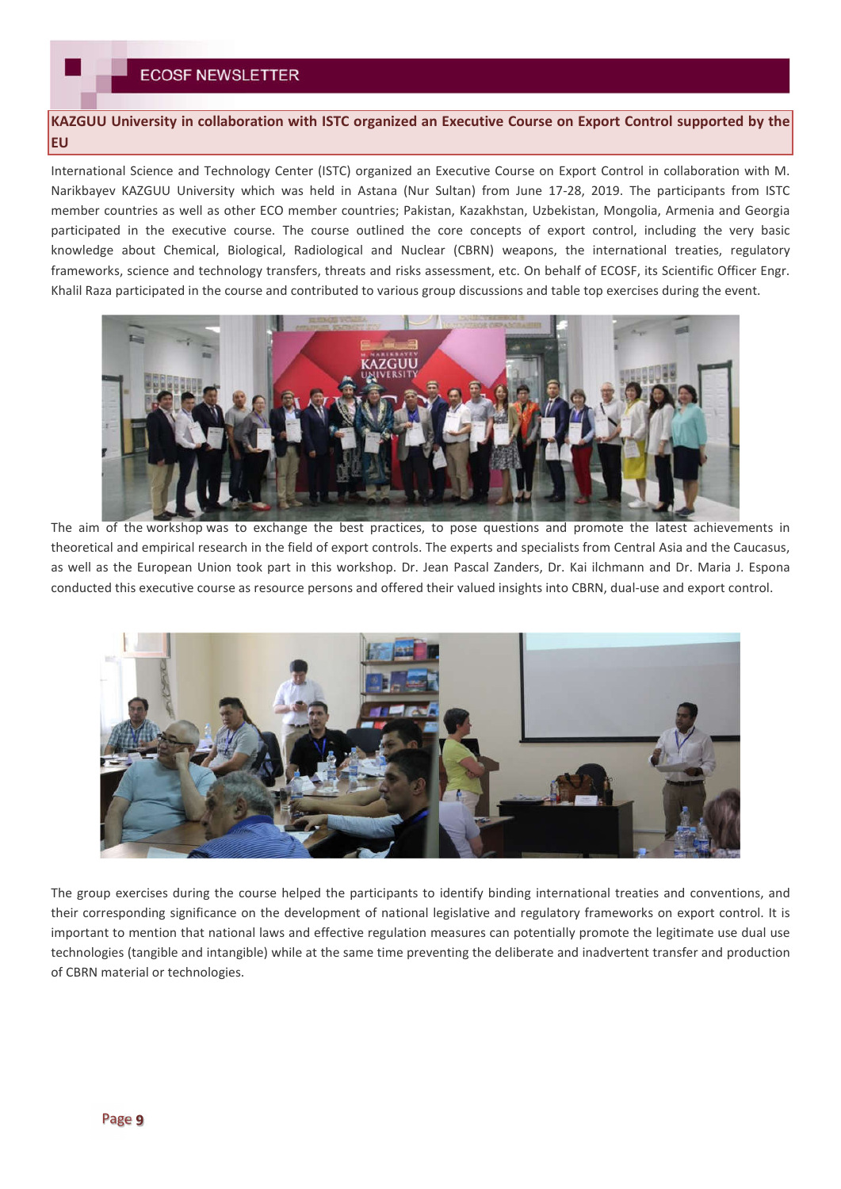## KAZGUU University in collaboration with ISTC organized an Executive Course on Export Control supported by the EU

International Science and Technology Center (ISTC) organized an Executive Course on Export Control in collaboration with M. Narikbayev KAZGUU University which was held in Astana (Nur Sultan) from June 17-28, 2019. The participants from ISTC member countries as well as other ECO member countries; Pakistan, Kazakhstan, Uzbekistan, Mongolia, Armenia and Georgia participated in the executive course. The course outlined the core concepts of export control, including the very basic knowledge about Chemical, Biological, Radiological and Nuclear (CBRN) weapons, the international treaties, regulatory frameworks, science and technology transfers, threats and risks assessment, etc. On behalf of ECOSF, its Scientific Officer Engr. Khalil Raza participated in the course and contributed to various group discussions and table top exercises during the event.

The aim of the workshop was to exchange the best practices, to pose questions and promote the latest achievements in theoretical and empirical research in the field of export controls. The experts and specialists from Central Asia and the Caucasus, as well as the European Union took part in this workshop. Dr. Jean Pascal Zanders, Dr. Kai ilchmann and Dr. Maria J. Espona conducted this executive course as resource persons and offered their valued insights into CBRN, dual-use and export control.

The group exercises during the course helped the participants to identify binding international treaties and conventions, and their corresponding significance on the development of national legislative and regulatory frameworks on export control. It is important to mention that national laws and effective regulation measures can potentially promote the legitimate use dual use technologies (tangible and intangible) while at the same time preventing the deliberate and inadvertent transfer and production of CBRN material or technologies.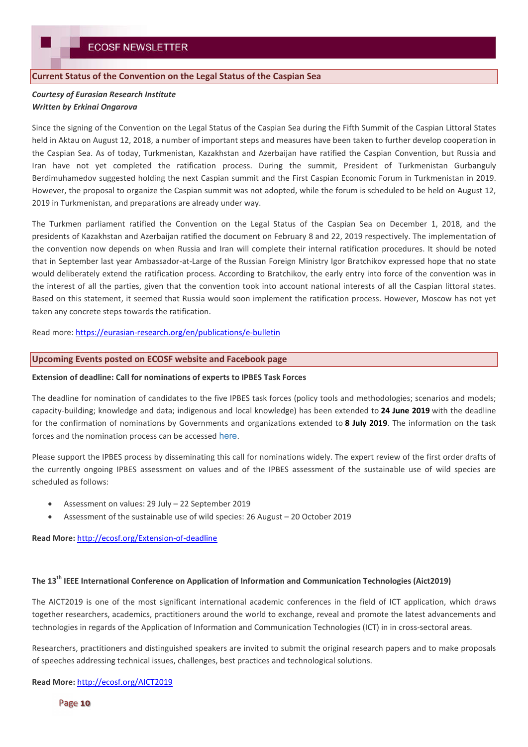## Current Status of the Convention on the Legal Status of the Caspian Sea

***Courtesy of Eurasian Research Institute***
***Written by Erkinai Ongarova***

Since the signing of the Convention on the Legal Status of the Caspian Sea during the Fifth Summit of the Caspian Littoral States held in Aktau on August 12, 2018, a number of important steps and measures have been taken to further develop cooperation in the Caspian Sea. As of today, Turkmenistan, Kazakhstan and Azerbaijan have ratified the Caspian Convention, but Russia and Iran have not yet completed the ratification process. During the summit, President of Turkmenistan Gurbanguly Berdimuhamedov suggested holding the next Caspian summit and the First Caspian Economic Forum in Turkmenistan in 2019. However, the proposal to organize the Caspian summit was not adopted, while the forum is scheduled to be held on August 12, 2019 in Turkmenistan, and preparations are already under way.

The Turkmen parliament ratified the Convention on the Legal Status of the Caspian Sea on December 1, 2018, and the presidents of Kazakhstan and Azerbaijan ratified the document on February 8 and 22, 2019 respectively. The implementation of the convention now depends on when Russia and Iran will complete their internal ratification procedures. It should be noted that in September last year Ambassador-at-Large of the Russian Foreign Ministry Igor Bratchikov expressed hope that no state would deliberately extend the ratification process. According to Bratchikov, the early entry into force of the convention was in the interest of all the parties, given that the convention took into account national interests of all the Caspian littoral states. Based on this statement, it seemed that Russia would soon implement the ratification process. However, Moscow has not yet taken any concrete steps towards the ratification.

Read more: https://eurasian-research.org/en/publications/e-bulletin

## Upcoming Events posted on ECOSF website and Facebook page

**Extension of deadline: Call for nominations of experts to IPBES Task Forces**

The deadline for nomination of candidates to the five IPBES task forces (policy tools and methodologies; scenarios and models; capacity-building; knowledge and data; indigenous and local knowledge) has been extended to **24 June 2019** with the deadline for the confirmation of nominations by Governments and organizations extended to **8 July 2019**. The information on the task forces and the nomination process can be accessed here.

Please support the IPBES process by disseminating this call for nominations widely. The expert review of the first order drafts of the currently ongoing IPBES assessment on values and of the IPBES assessment of the sustainable use of wild species are scheduled as follows:

- Assessment on values: 29 July – 22 September 2019
- Assessment of the sustainable use of wild species: 26 August – 20 October 2019

**Read More:** http://ecosf.org/Extension-of-deadline

**The 13th IEEE International Conference on Application of Information and Communication Technologies (Aict2019)**

The AICT2019 is one of the most significant international academic conferences in the field of ICT application, which draws together researchers, academics, practitioners around the world to exchange, reveal and promote the latest advancements and technologies in regards of the Application of Information and Communication Technologies (ICT) in in cross-sectoral areas.

Researchers, practitioners and distinguished speakers are invited to submit the original research papers and to make proposals of speeches addressing technical issues, challenges, best practices and technological solutions.

**Read More:** http://ecosf.org/AICT2019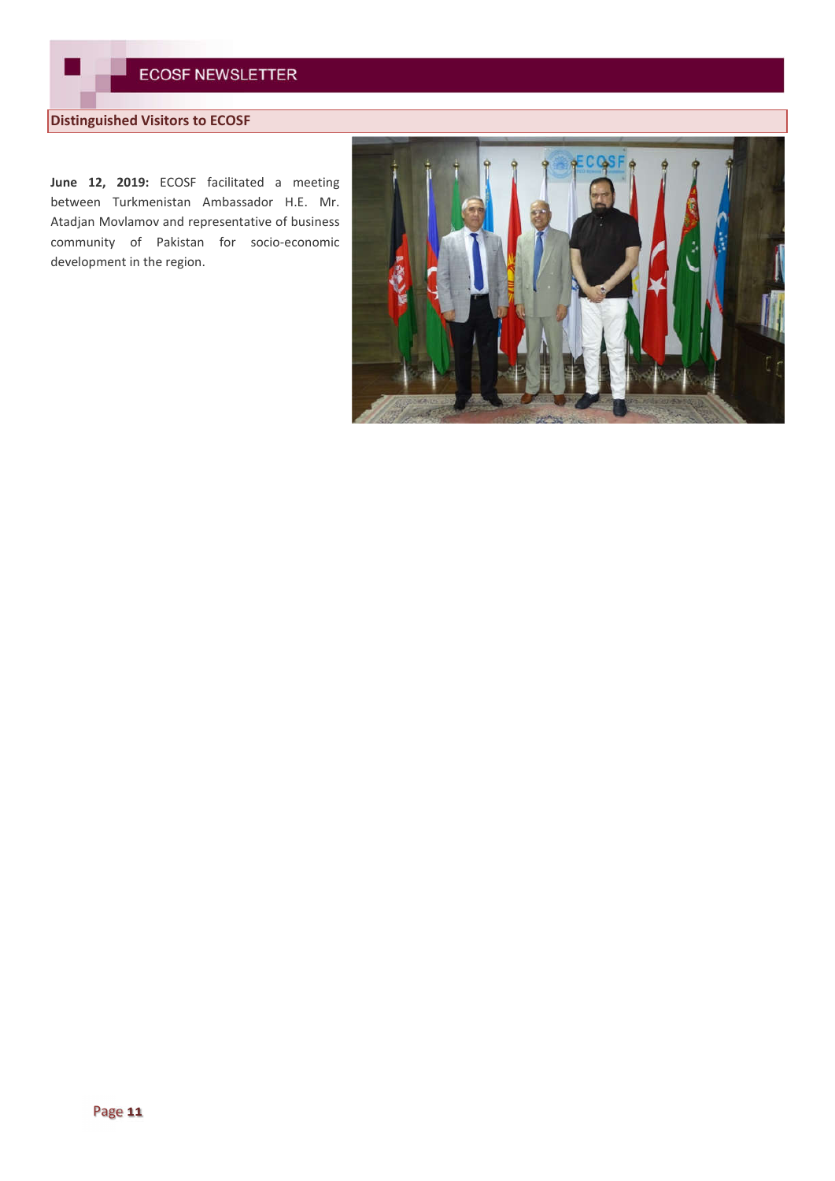## Distinguished Visitors to ECOSF

**June 12, 2019:** ECOSF facilitated a meeting between Turkmenistan Ambassador H.E. Mr. Atadjan Movlamov and representative of business community of Pakistan for socio-economic development in the region.